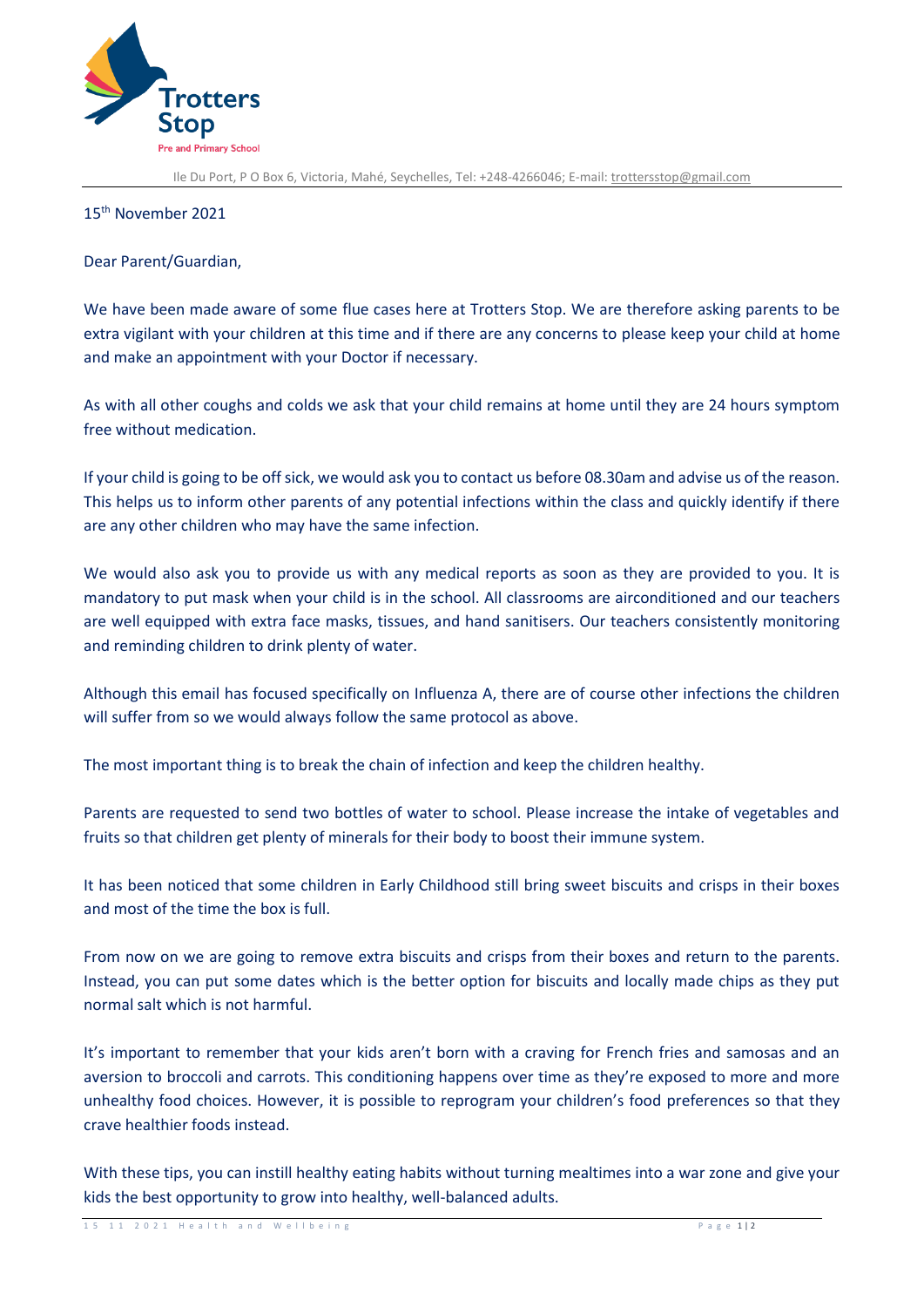Trotters Stop

Pre and Primary School

Ile Du Port, P O Box 6, Victoria, Mahé, Seychelles, Tel: +248-4266046; E-mail: trottersstop@gmail.com

15th November 2021

Dear Parent/Guardian,

We have been made aware of some flue cases here at Trotters Stop. We are therefore asking parents to be extra vigilant with your children at this time and if there are any concerns to please keep your child at home and make an appointment with your Doctor if necessary.

As with all other coughs and colds we ask that your child remains at home until they are 24 hours symptom free without medication.

If your child is going to be off sick, we would ask you to contact us before 08.30am and advise us of the reason. This helps us to inform other parents of any potential infections within the class and quickly identify if there are any other children who may have the same infection.

We would also ask you to provide us with any medical reports as soon as they are provided to you. It is mandatory to put mask when your child is in the school. All classrooms are airconditioned and our teachers are well equipped with extra face masks, tissues, and hand sanitisers. Our teachers consistently monitoring and reminding children to drink plenty of water.

Although this email has focused specifically on Influenza A, there are of course other infections the children will suffer from so we would always follow the same protocol as above.

The most important thing is to break the chain of infection and keep the children healthy.

Parents are requested to send two bottles of water to school. Please increase the intake of vegetables and fruits so that children get plenty of minerals for their body to boost their immune system.

It has been noticed that some children in Early Childhood still bring sweet biscuits and crisps in their boxes and most of the time the box is full.

From now on we are going to remove extra biscuits and crisps from their boxes and return to the parents. Instead, you can put some dates which is the better option for biscuits and locally made chips as they put normal salt which is not harmful.

It's important to remember that your kids aren't born with a craving for French fries and samosas and an aversion to broccoli and carrots. This conditioning happens over time as they're exposed to more and more unhealthy food choices. However, it is possible to reprogram your children's food preferences so that they crave healthier foods instead.

With these tips, you can instill healthy eating habits without turning mealtimes into a war zone and give your kids the best opportunity to grow into healthy, well-balanced adults.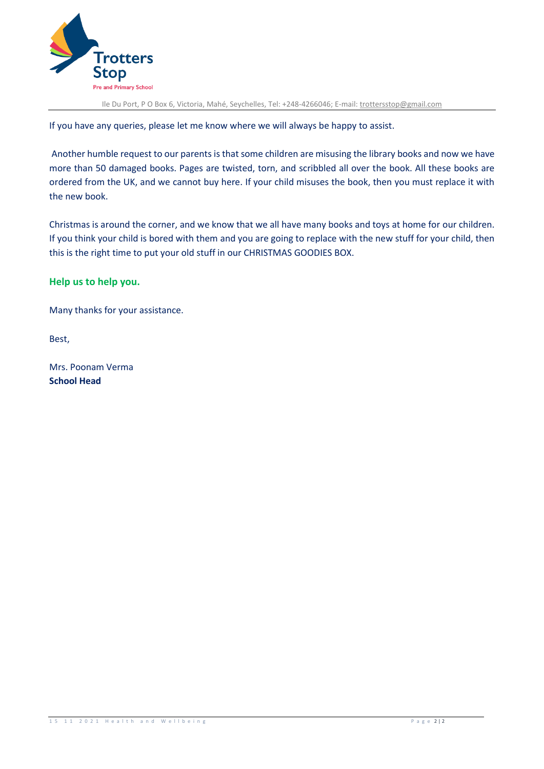If you have any queries, please let me know where we will always be happy to assist.

Another humble request to our parents is that some children are misusing the library books and now we have more than 50 damaged books. Pages are twisted, torn, and scribbled all over the book. All these books are ordered from the UK, and we cannot buy here. If your child misuses the book, then you must replace it with the new book.

Christmas is around the corner, and we know that we all have many books and toys at home for our children. If you think your child is bored with them and you are going to replace with the new stuff for your child, then this is the right time to put your old stuff in our CHRISTMAS GOODIES BOX.

**Help us to help you.**

Many thanks for your assistance.

Best,

Mrs. Poonam Verma
**School Head**